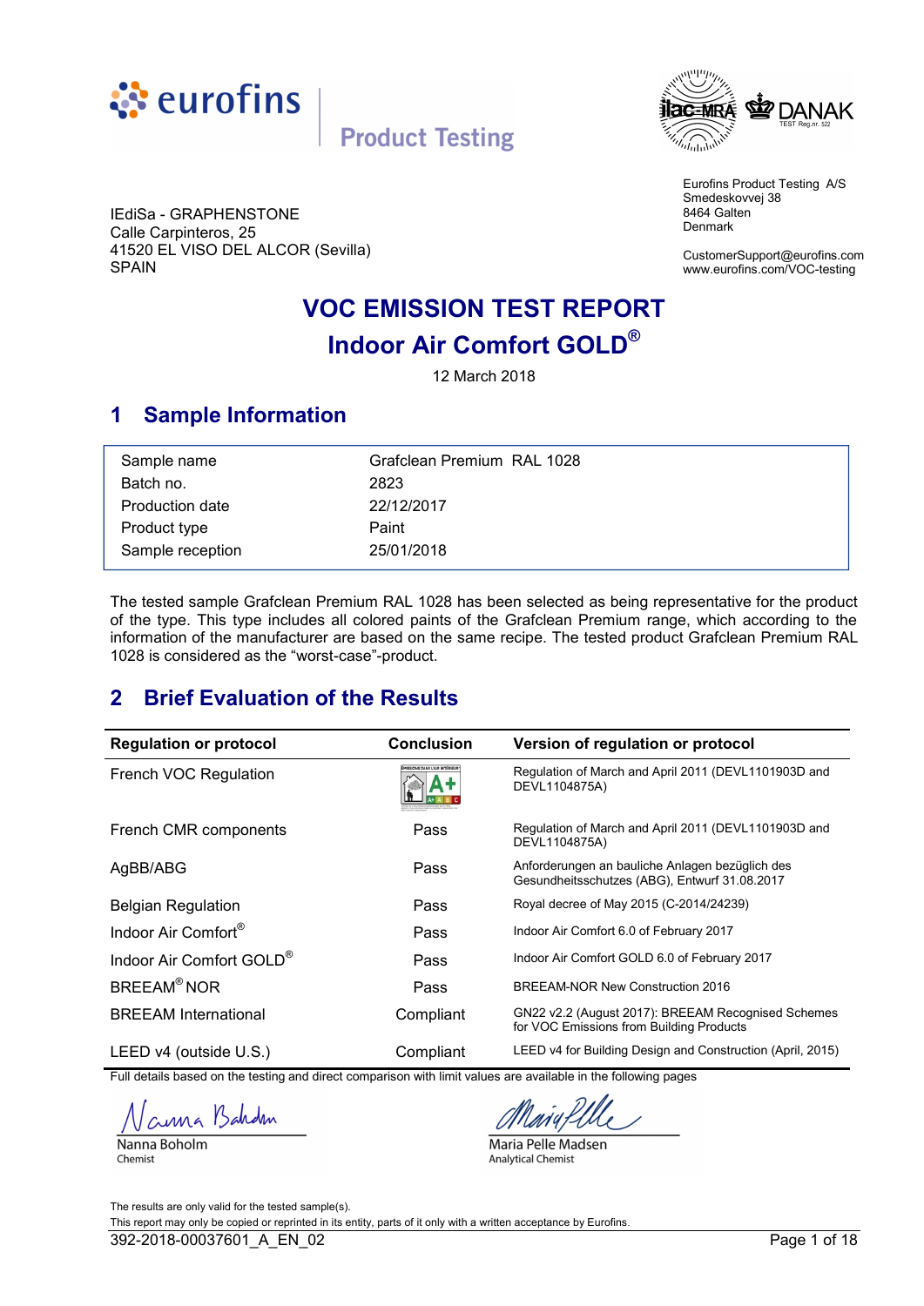eurofins | Product Testing

IEdiSa - GRAPHENSTONE
Calle Carpinteros, 25
41520 EL VISO DEL ALCOR (Sevilla)
SPAIN

Eurofins Product Testing A/S
Smedeskovvej 38
8464 Galten
Denmark

CustomerSupport@eurofins.com
www.eurofins.com/VOC-testing

# VOC EMISSION TEST REPORT

# Indoor Air Comfort GOLD®

12 March 2018

## 1 Sample Information

| | |
|---|---|
| Sample name | Grafclean Premium RAL 1028 |
| Batch no. | 2823 |
| Production date | 22/12/2017 |
| Product type | Paint |
| Sample reception | 25/01/2018 |

The tested sample Grafclean Premium RAL 1028 has been selected as being representative for the product of the type. This type includes all colored paints of the Grafclean Premium range, which according to the information of the manufacturer are based on the same recipe. The tested product Grafclean Premium RAL 1028 is considered as the "worst-case"-product.

## 2 Brief Evaluation of the Results

| Regulation or protocol | Conclusion | Version of regulation or protocol |
|---|---|---|
| French VOC Regulation | A+ | Regulation of March and April 2011 (DEVL1101903D and DEVL1104875A) |
| French CMR components | Pass | Regulation of March and April 2011 (DEVL1101903D and DEVL1104875A) |
| AgBB/ABG | Pass | Anforderungen an bauliche Anlagen bezüglich des Gesundheitsschutzes (ABG), Entwurf 31.08.2017 |
| Belgian Regulation | Pass | Royal decree of May 2015 (C-2014/24239) |
| Indoor Air Comfort® | Pass | Indoor Air Comfort 6.0 of February 2017 |
| Indoor Air Comfort GOLD® | Pass | Indoor Air Comfort GOLD 6.0 of February 2017 |
| BREEAM® NOR | Pass | BREEAM-NOR New Construction 2016 |
| BREEAM International | Compliant | GN22 v2.2 (August 2017): BREEAM Recognised Schemes for VOC Emissions from Building Products |
| LEED v4 (outside U.S.) | Compliant | LEED v4 for Building Design and Construction (April, 2015) |

Full details based on the testing and direct comparison with limit values are available in the following pages

Nanna Boholm
Chemist

Maria Pelle Madsen
Analytical Chemist

The results are only valid for the tested sample(s).
This report may only be copied or reprinted in its entity, parts of it only with a written acceptance by Eurofins.

392-2018-00037601_A_EN_02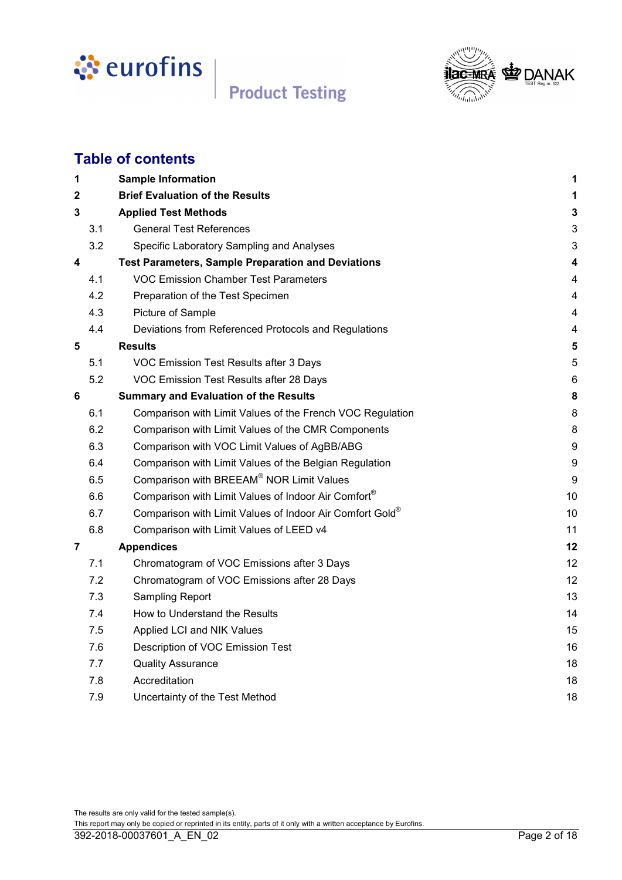# Table of contents

| | | |
|---|---|---|
| **1** | **Sample Information** | **1** |
| **2** | **Brief Evaluation of the Results** | **1** |
| **3** | **Applied Test Methods** | **3** |
| 3.1 | General Test References | 3 |
| 3.2 | Specific Laboratory Sampling and Analyses | 3 |
| **4** | **Test Parameters, Sample Preparation and Deviations** | **4** |
| 4.1 | VOC Emission Chamber Test Parameters | 4 |
| 4.2 | Preparation of the Test Specimen | 4 |
| 4.3 | Picture of Sample | 4 |
| 4.4 | Deviations from Referenced Protocols and Regulations | 4 |
| **5** | **Results** | **5** |
| 5.1 | VOC Emission Test Results after 3 Days | 5 |
| 5.2 | VOC Emission Test Results after 28 Days | 6 |
| **6** | **Summary and Evaluation of the Results** | **8** |
| 6.1 | Comparison with Limit Values of the French VOC Regulation | 8 |
| 6.2 | Comparison with Limit Values of the CMR Components | 8 |
| 6.3 | Comparison with VOC Limit Values of AgBB/ABG | 9 |
| 6.4 | Comparison with Limit Values of the Belgian Regulation | 9 |
| 6.5 | Comparison with BREEAM® NOR Limit Values | 9 |
| 6.6 | Comparison with Limit Values of Indoor Air Comfort® | 10 |
| 6.7 | Comparison with Limit Values of Indoor Air Comfort Gold® | 10 |
| 6.8 | Comparison with Limit Values of LEED v4 | 11 |
| **7** | **Appendices** | **12** |
| 7.1 | Chromatogram of VOC Emissions after 3 Days | 12 |
| 7.2 | Chromatogram of VOC Emissions after 28 Days | 12 |
| 7.3 | Sampling Report | 13 |
| 7.4 | How to Understand the Results | 14 |
| 7.5 | Applied LCI and NIK Values | 15 |
| 7.6 | Description of VOC Emission Test | 16 |
| 7.7 | Quality Assurance | 18 |
| 7.8 | Accreditation | 18 |
| 7.9 | Uncertainty of the Test Method | 18 |

The results are only valid for the tested sample(s).
This report may only be copied or reprinted in its entity, parts of it only with a written acceptance by Eurofins.
392-2018-00037601_A_EN_02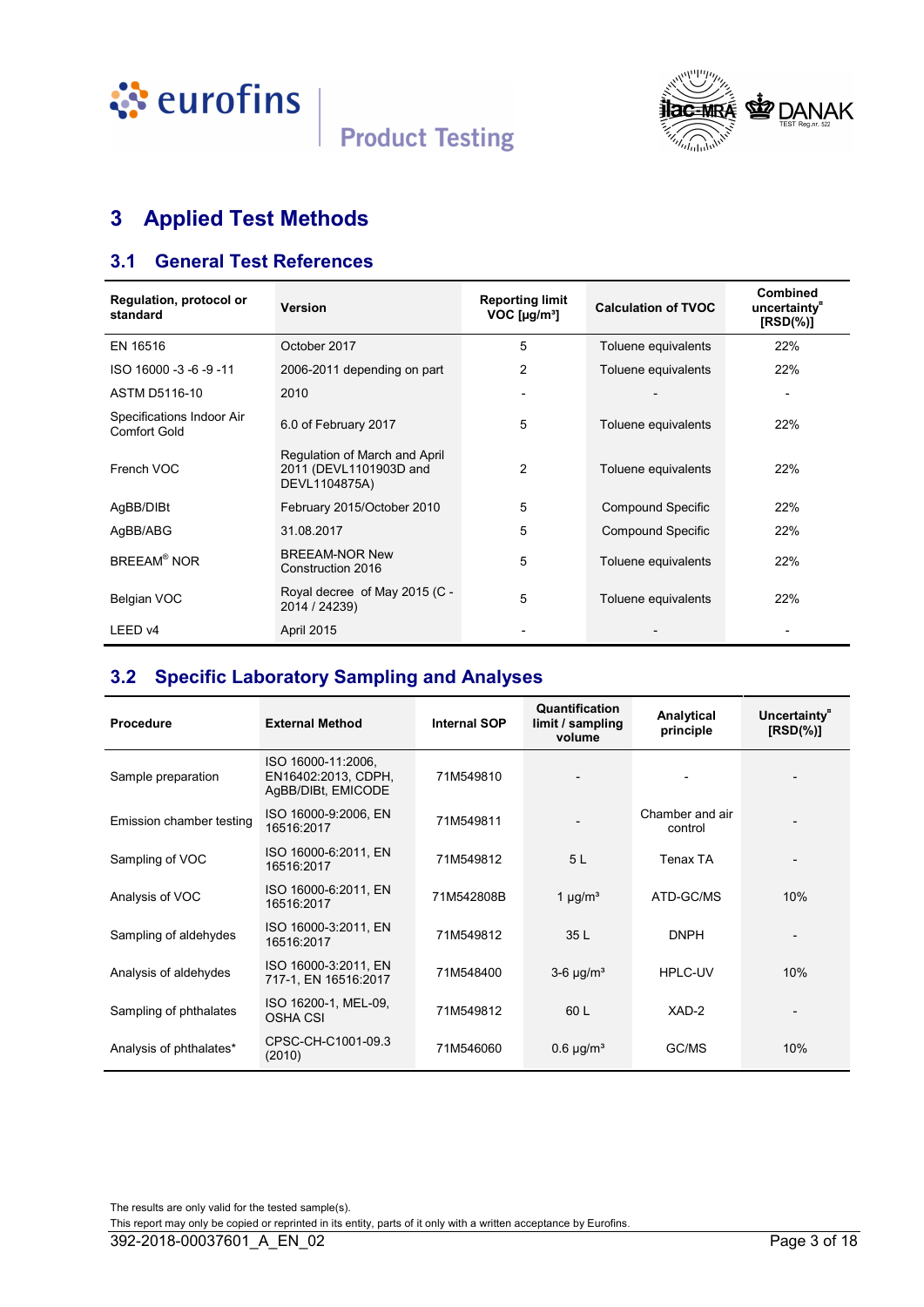# 3 Applied Test Methods

## 3.1 General Test References

| Regulation, protocol or standard | Version | Reporting limit VOC [µg/m³] | Calculation of TVOC | Combined uncertainty[¤] [RSD(%)] |
|---|---|---|---|---|
| EN 16516 | October 2017 | 5 | Toluene equivalents | 22% |
| ISO 16000 -3 -6 -9 -11 | 2006-2011 depending on part | 2 | Toluene equivalents | 22% |
| ASTM D5116-10 | 2010 | - | - | - |
| Specifications Indoor Air Comfort Gold | 6.0 of February 2017 | 5 | Toluene equivalents | 22% |
| French VOC | Regulation of March and April 2011 (DEVL1101903D and DEVL1104875A) | 2 | Toluene equivalents | 22% |
| AgBB/DIBt | February 2015/October 2010 | 5 | Compound Specific | 22% |
| AgBB/ABG | 31.08.2017 | 5 | Compound Specific | 22% |
| BREEAM® NOR | BREEAM-NOR New Construction 2016 | 5 | Toluene equivalents | 22% |
| Belgian VOC | Royal decree of May 2015 (C - 2014 / 24239) | 5 | Toluene equivalents | 22% |
| LEED v4 | April 2015 | - | - | - |

## 3.2 Specific Laboratory Sampling and Analyses

| Procedure | External Method | Internal SOP | Quantification limit / sampling volume | Analytical principle | Uncertainty[¤] [RSD(%)] |
|---|---|---|---|---|---|
| Sample preparation | ISO 16000-11:2006, EN16402:2013, CDPH, AgBB/DIBt, EMICODE | 71M549810 | - | - | - |
| Emission chamber testing | ISO 16000-9:2006, EN 16516:2017 | 71M549811 | - | Chamber and air control | - |
| Sampling of VOC | ISO 16000-6:2011, EN 16516:2017 | 71M549812 | 5 L | Tenax TA | - |
| Analysis of VOC | ISO 16000-6:2011, EN 16516:2017 | 71M542808B | 1 µg/m³ | ATD-GC/MS | 10% |
| Sampling of aldehydes | ISO 16000-3:2011, EN 16516:2017 | 71M549812 | 35 L | DNPH | - |
| Analysis of aldehydes | ISO 16000-3:2011, EN 717-1, EN 16516:2017 | 71M548400 | 3-6 µg/m³ | HPLC-UV | 10% |
| Sampling of phthalates | ISO 16200-1, MEL-09, OSHA CSI | 71M549812 | 60 L | XAD-2 | - |
| Analysis of phthalates* | CPSC-CH-C1001-09.3 (2010) | 71M546060 | 0.6 µg/m³ | GC/MS | 10% |

The results are only valid for the tested sample(s).
This report may only be copied or reprinted in its entity, parts of it only with a written acceptance by Eurofins.
392-2018-00037601_A_EN_02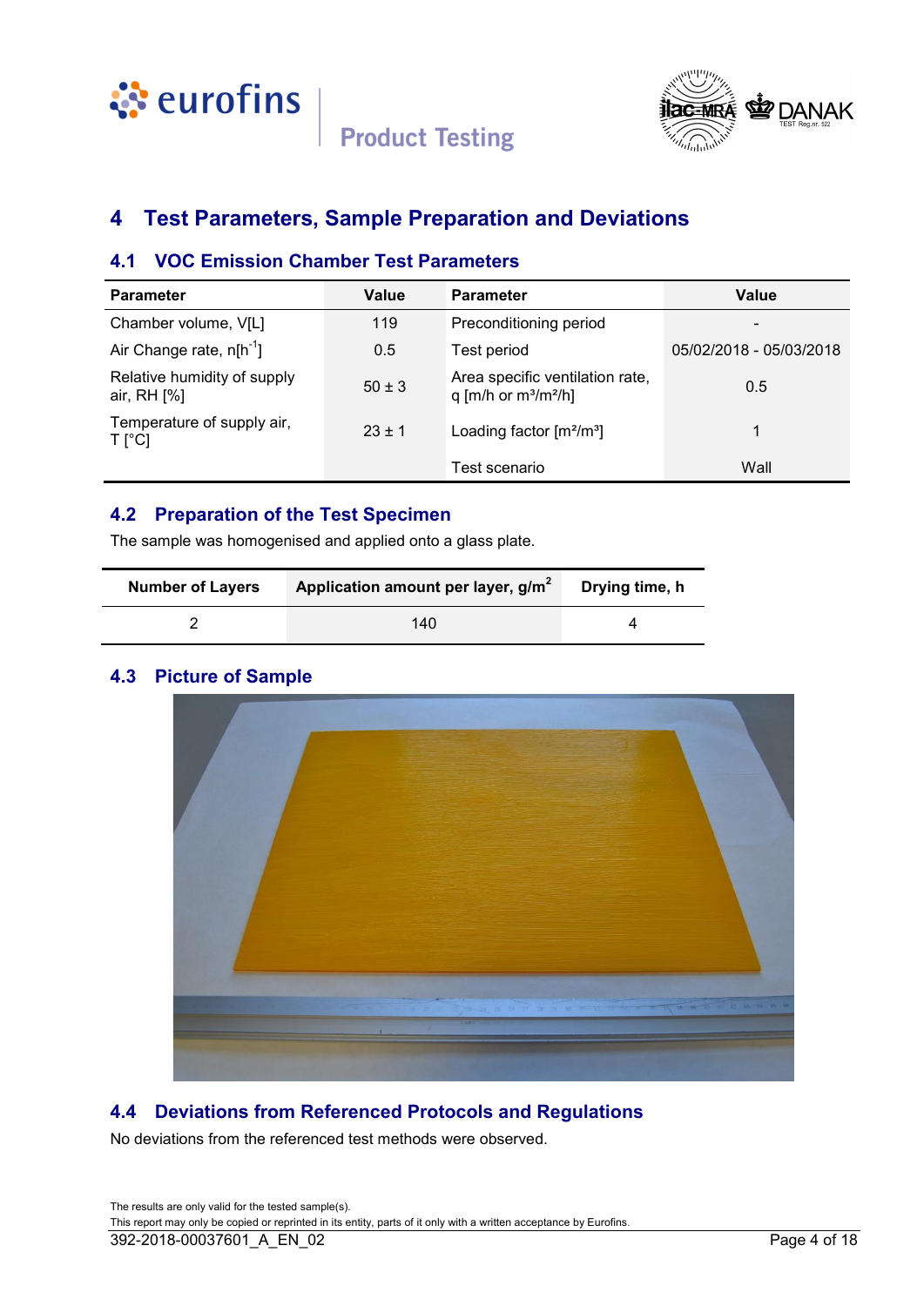# 4 Test Parameters, Sample Preparation and Deviations

## 4.1 VOC Emission Chamber Test Parameters

| Parameter | Value | Parameter | Value |
|---|---|---|---|
| Chamber volume, V[L] | 119 | Preconditioning period | - |
| Air Change rate, n[$h^{-1}$] | 0.5 | Test period | 05/02/2018 - 05/03/2018 |
| Relative humidity of supply air, RH [%] | 50 ± 3 | Area specific ventilation rate, q [m/h or $m^3/m^2/h$] | 0.5 |
| Temperature of supply air, T [°C] | 23 ± 1 | Loading factor [$m^2/m^3$] | 1 |
| | | Test scenario | Wall |

## 4.2 Preparation of the Test Specimen

The sample was homogenised and applied onto a glass plate.

| Number of Layers | Application amount per layer, $g/m^2$ | Drying time, h |
|---|---|---|
| 2 | 140 | 4 |

## 4.3 Picture of Sample

## 4.4 Deviations from Referenced Protocols and Regulations

No deviations from the referenced test methods were observed.

The results are only valid for the tested sample(s).
This report may only be copied or reprinted in its entity, parts of it only with a written acceptance by Eurofins.
392-2018-00037601_A_EN_02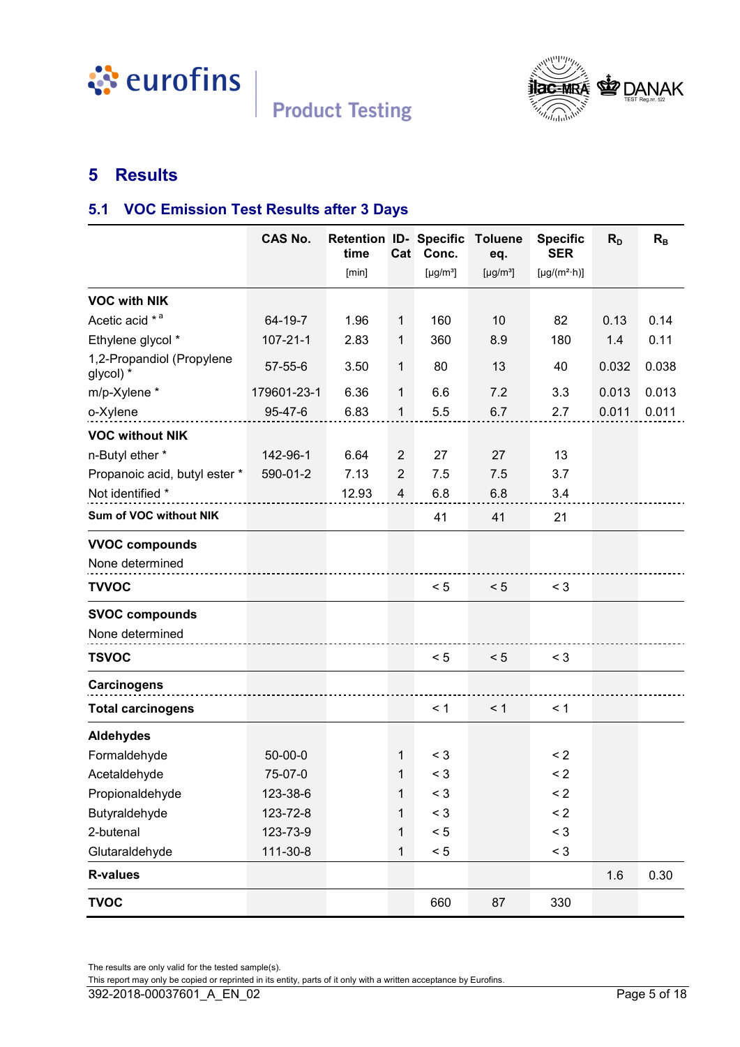## 5 Results

### 5.1 VOC Emission Test Results after 3 Days

| | CAS No. | Retention time [min] | ID-Cat | Specific Conc. [µg/m³] | Toluene eq. [µg/m³] | Specific SER [µg/(m²·h)] | $R_D$ | $R_B$ |
|---|---|---|---|---|---|---|---|---|
| **VOC with NIK** | | | | | | | | |
| Acetic acid * [a] | 64-19-7 | 1.96 | 1 | 160 | 10 | 82 | 0.13 | 0.14 |
| Ethylene glycol * | 107-21-1 | 2.83 | 1 | 360 | 8.9 | 180 | 1.4 | 0.11 |
| 1,2-Propandiol (Propylene glycol) * | 57-55-6 | 3.50 | 1 | 80 | 13 | 40 | 0.032 | 0.038 |
| m/p-Xylene * | 179601-23-1 | 6.36 | 1 | 6.6 | 7.2 | 3.3 | 0.013 | 0.013 |
| o-Xylene | 95-47-6 | 6.83 | 1 | 5.5 | 6.7 | 2.7 | 0.011 | 0.011 |
| **VOC without NIK** | | | | | | | | |
| n-Butyl ether * | 142-96-1 | 6.64 | 2 | 27 | 27 | 13 | | |
| Propanoic acid, butyl ester * | 590-01-2 | 7.13 | 2 | 7.5 | 7.5 | 3.7 | | |
| Not identified * | | 12.93 | 4 | 6.8 | 6.8 | 3.4 | | |
| **Sum of VOC without NIK** | | | | 41 | 41 | 21 | | |
| **VVOC compounds** | | | | | | | | |
| None determined | | | | | | | | |
| **TVVOC** | | | | < 5 | < 5 | < 3 | | |
| **SVOC compounds** | | | | | | | | |
| None determined | | | | | | | | |
| **TSVOC** | | | | < 5 | < 5 | < 3 | | |
| **Carcinogens** | | | | | | | | |
| **Total carcinogens** | | | | < 1 | < 1 | < 1 | | |
| **Aldehydes** | | | | | | | | |
| Formaldehyde | 50-00-0 | | 1 | < 3 | | < 2 | | |
| Acetaldehyde | 75-07-0 | | 1 | < 3 | | < 2 | | |
| Propionaldehyde | 123-38-6 | | 1 | < 3 | | < 2 | | |
| Butyraldehyde | 123-72-8 | | 1 | < 3 | | < 2 | | |
| 2-butenal | 123-73-9 | | 1 | < 5 | | < 3 | | |
| Glutaraldehyde | 111-30-8 | | 1 | < 5 | | < 3 | | |
| **R-values** | | | | | | | 1.6 | 0.30 |
| **TVOC** | | | | 660 | 87 | 330 | | |

The results are only valid for the tested sample(s).
This report may only be copied or reprinted in its entity, parts of it only with a written acceptance by Eurofins.
392-2018-00037601_A_EN_02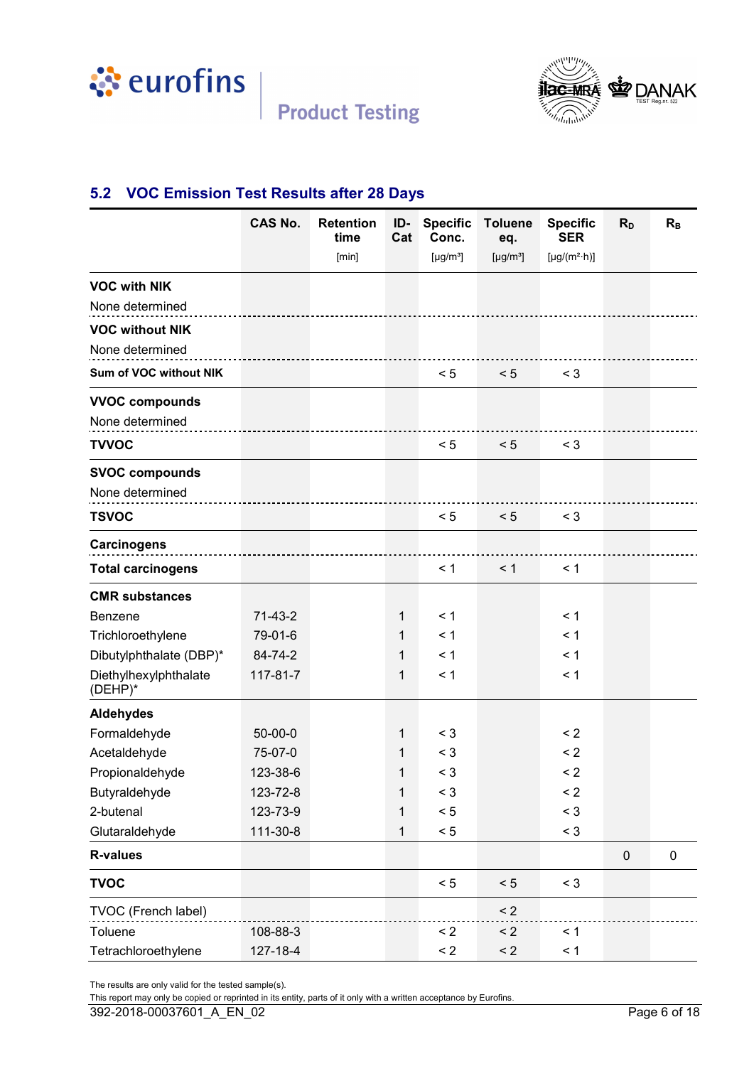## 5.2 VOC Emission Test Results after 28 Days

| | CAS No. | Retention time [min] | ID-Cat | Specific Conc. [µg/m³] | Toluene eq. [µg/m³] | Specific SER [µg/(m²·h)] | $R_D$ | $R_B$ |
|---|---|---|---|---|---|---|---|---|
| **VOC with NIK** | | | | | | | | |
| None determined | | | | | | | | |
| **VOC without NIK** | | | | | | | | |
| None determined | | | | | | | | |
| **Sum of VOC without NIK** | | | | < 5 | < 5 | < 3 | | |
| **VVOC compounds** | | | | | | | | |
| None determined | | | | | | | | |
| **TVVOC** | | | | < 5 | < 5 | < 3 | | |
| **SVOC compounds** | | | | | | | | |
| None determined | | | | | | | | |
| **TSVOC** | | | | < 5 | < 5 | < 3 | | |
| **Carcinogens** | | | | | | | | |
| **Total carcinogens** | | | | < 1 | < 1 | < 1 | | |
| **CMR substances** | | | | | | | | |
| Benzene | 71-43-2 | | 1 | < 1 | | < 1 | | |
| Trichloroethylene | 79-01-6 | | 1 | < 1 | | < 1 | | |
| Dibutylphthalate (DBP)* | 84-74-2 | | 1 | < 1 | | < 1 | | |
| Diethylhexylphthalate (DEHP)* | 117-81-7 | | 1 | < 1 | | < 1 | | |
| **Aldehydes** | | | | | | | | |
| Formaldehyde | 50-00-0 | | 1 | < 3 | | < 2 | | |
| Acetaldehyde | 75-07-0 | | 1 | < 3 | | < 2 | | |
| Propionaldehyde | 123-38-6 | | 1 | < 3 | | < 2 | | |
| Butyraldehyde | 123-72-8 | | 1 | < 3 | | < 2 | | |
| 2-butenal | 123-73-9 | | 1 | < 5 | | < 3 | | |
| Glutaraldehyde | 111-30-8 | | 1 | < 5 | | < 3 | | |
| **R-values** | | | | | | | 0 | 0 |
| **TVOC** | | | | < 5 | < 5 | < 3 | | |
| TVOC (French label) | | | | | < 2 | | | |
| Toluene | 108-88-3 | | | < 2 | < 2 | < 1 | | |
| Tetrachloroethylene | 127-18-4 | | | < 2 | < 2 | < 1 | | |

The results are only valid for the tested sample(s).
This report may only be copied or reprinted in its entity, parts of it only with a written acceptance by Eurofins.
392-2018-00037601_A_EN_02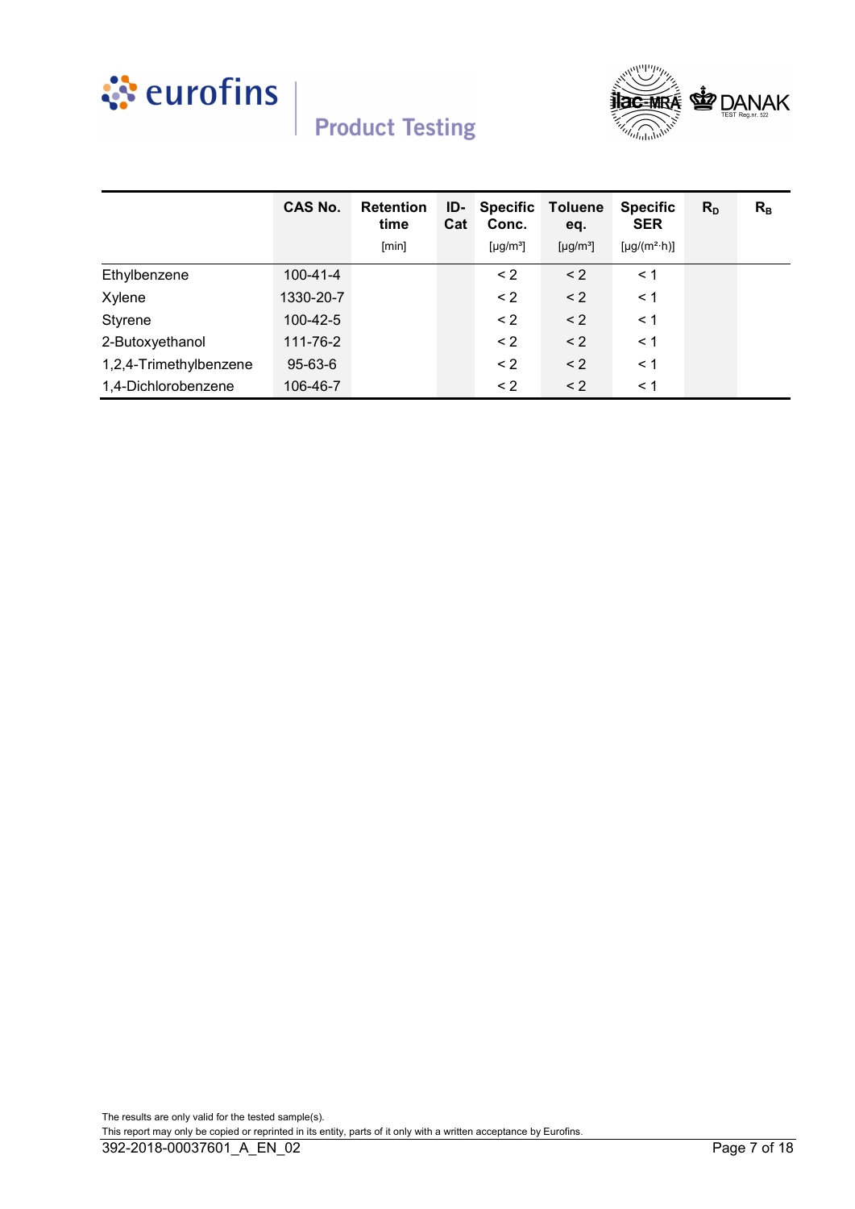|  | CAS No. | Retention time [min] | ID-Cat | Specific Conc. [µg/m³] | Toluene eq. [µg/m³] | Specific SER [µg/(m²·h)] | $R_D$ | $R_B$ |
|---|---|---|---|---|---|---|---|---|
| Ethylbenzene | 100-41-4 |  |  | < 2 | < 2 | < 1 |  |  |
| Xylene | 1330-20-7 |  |  | < 2 | < 2 | < 1 |  |  |
| Styrene | 100-42-5 |  |  | < 2 | < 2 | < 1 |  |  |
| 2-Butoxyethanol | 111-76-2 |  |  | < 2 | < 2 | < 1 |  |  |
| 1,2,4-Trimethylbenzene | 95-63-6 |  |  | < 2 | < 2 | < 1 |  |  |
| 1,4-Dichlorobenzene | 106-46-7 |  |  | < 2 | < 2 | < 1 |  |  |

The results are only valid for the tested sample(s).
This report may only be copied or reprinted in its entity, parts of it only with a written acceptance by Eurofins.
392-2018-00037601_A_EN_02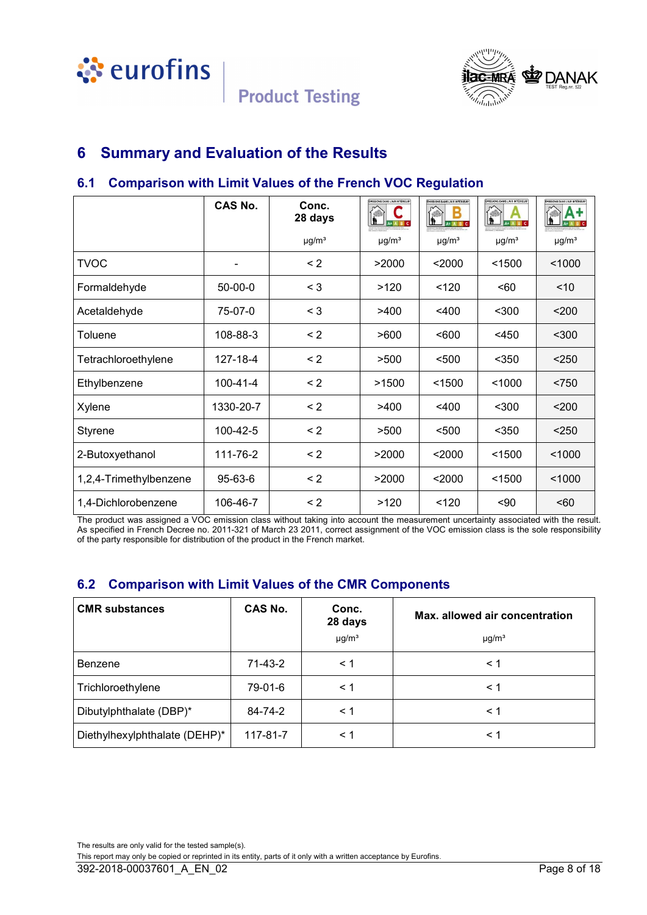# 6 Summary and Evaluation of the Results

## 6.1 Comparison with Limit Values of the French VOC Regulation

| | CAS No. | Conc. 28 days µg/m³ | C µg/m³ | B µg/m³ | A µg/m³ | A+ µg/m³ |
|---|---|---|---|---|---|---|
| TVOC | - | < 2 | >2000 | <2000 | <1500 | <1000 |
| Formaldehyde | 50-00-0 | < 3 | >120 | <120 | <60 | <10 |
| Acetaldehyde | 75-07-0 | < 3 | >400 | <400 | <300 | <200 |
| Toluene | 108-88-3 | < 2 | >600 | <600 | <450 | <300 |
| Tetrachloroethylene | 127-18-4 | < 2 | >500 | <500 | <350 | <250 |
| Ethylbenzene | 100-41-4 | < 2 | >1500 | <1500 | <1000 | <750 |
| Xylene | 1330-20-7 | < 2 | >400 | <400 | <300 | <200 |
| Styrene | 100-42-5 | < 2 | >500 | <500 | <350 | <250 |
| 2-Butoxyethanol | 111-76-2 | < 2 | >2000 | <2000 | <1500 | <1000 |
| 1,2,4-Trimethylbenzene | 95-63-6 | < 2 | >2000 | <2000 | <1500 | <1000 |
| 1,4-Dichlorobenzene | 106-46-7 | < 2 | >120 | <120 | <90 | <60 |

The product was assigned a VOC emission class without taking into account the measurement uncertainty associated with the result. As specified in French Decree no. 2011-321 of March 23 2011, correct assignment of the VOC emission class is the sole responsibility of the party responsible for distribution of the product in the French market.

## 6.2 Comparison with Limit Values of the CMR Components

| CMR substances | CAS No. | Conc. 28 days µg/m³ | Max. allowed air concentration µg/m³ |
|---|---|---|---|
| Benzene | 71-43-2 | < 1 | < 1 |
| Trichloroethylene | 79-01-6 | < 1 | < 1 |
| Dibutylphthalate (DBP)* | 84-74-2 | < 1 | < 1 |
| Diethylhexylphthalate (DEHP)* | 117-81-7 | < 1 | < 1 |

The results are only valid for the tested sample(s).
This report may only be copied or reprinted in its entity, parts of it only with a written acceptance by Eurofins.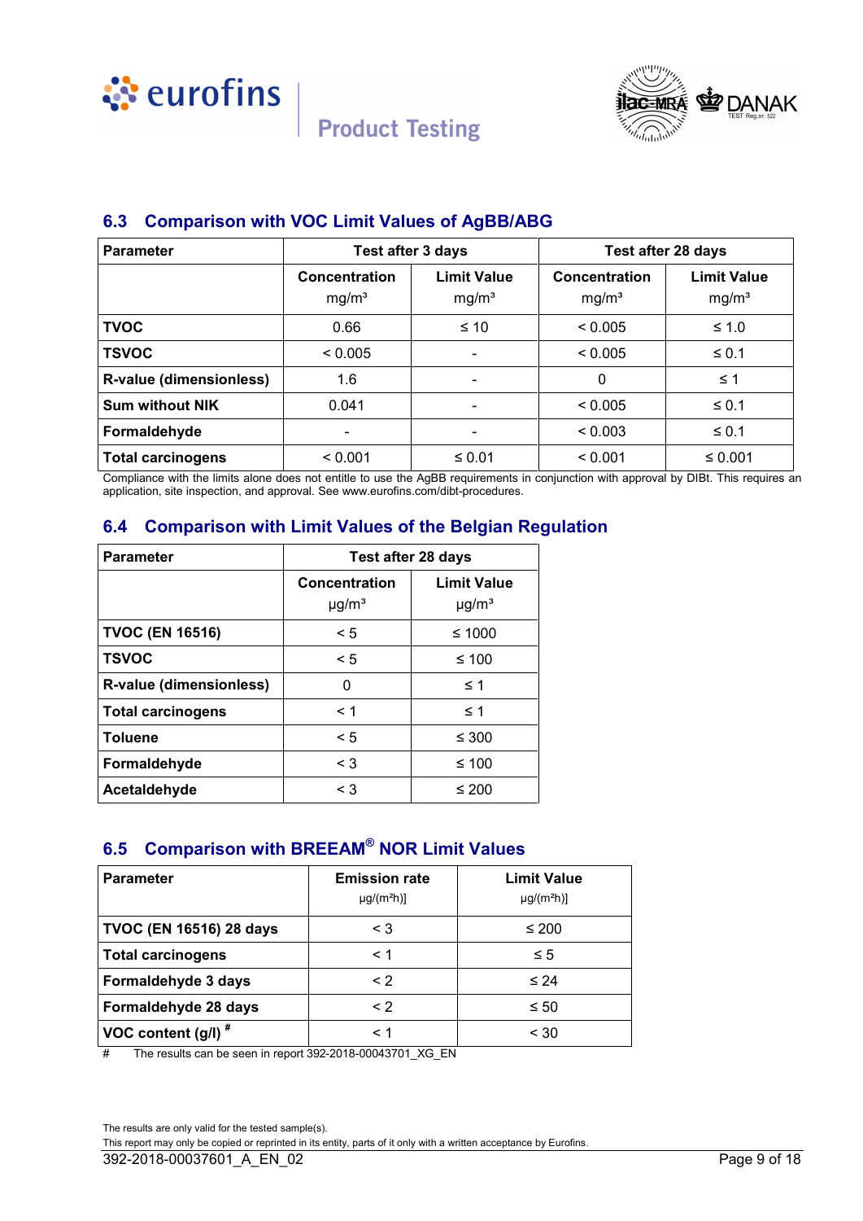## 6.3 Comparison with VOC Limit Values of AgBB/ABG

| Parameter | Test after 3 days | | Test after 28 days | |
|---|---|---|---|---|
| | Concentration mg/m³ | Limit Value mg/m³ | Concentration mg/m³ | Limit Value mg/m³ |
| **TVOC** | 0.66 | ≤ 10 | < 0.005 | ≤ 1.0 |
| **TSVOC** | < 0.005 | - | < 0.005 | ≤ 0.1 |
| **R-value (dimensionless)** | 1.6 | - | 0 | ≤ 1 |
| **Sum without NIK** | 0.041 | - | < 0.005 | ≤ 0.1 |
| **Formaldehyde** | - | - | < 0.003 | ≤ 0.1 |
| **Total carcinogens** | < 0.001 | ≤ 0.01 | < 0.001 | ≤ 0.001 |

Compliance with the limits alone does not entitle to use the AgBB requirements in conjunction with approval by DIBt. This requires an application, site inspection, and approval. See www.eurofins.com/dibt-procedures.

## 6.4 Comparison with Limit Values of the Belgian Regulation

| Parameter | Test after 28 days | |
|---|---|---|
| | Concentration µg/m³ | Limit Value µg/m³ |
| **TVOC (EN 16516)** | < 5 | ≤ 1000 |
| **TSVOC** | < 5 | ≤ 100 |
| **R-value (dimensionless)** | 0 | ≤ 1 |
| **Total carcinogens** | < 1 | ≤ 1 |
| **Toluene** | < 5 | ≤ 300 |
| **Formaldehyde** | < 3 | ≤ 100 |
| **Acetaldehyde** | < 3 | ≤ 200 |

## 6.5 Comparison with BREEAM® NOR Limit Values

| Parameter | Emission rate µg/(m²h)] | Limit Value µg/(m²h)] |
|---|---|---|
| **TVOC (EN 16516) 28 days** | < 3 | ≤ 200 |
| **Total carcinogens** | < 1 | ≤ 5 |
| **Formaldehyde 3 days** | < 2 | ≤ 24 |
| **Formaldehyde 28 days** | < 2 | ≤ 50 |
| **VOC content (g/l) #** | < 1 | < 30 |

# The results can be seen in report 392-2018-00043701_XG_EN

The results are only valid for the tested sample(s).
This report may only be copied or reprinted in its entity, parts of it only with a written acceptance by Eurofins.
392-2018-00037601_A_EN_02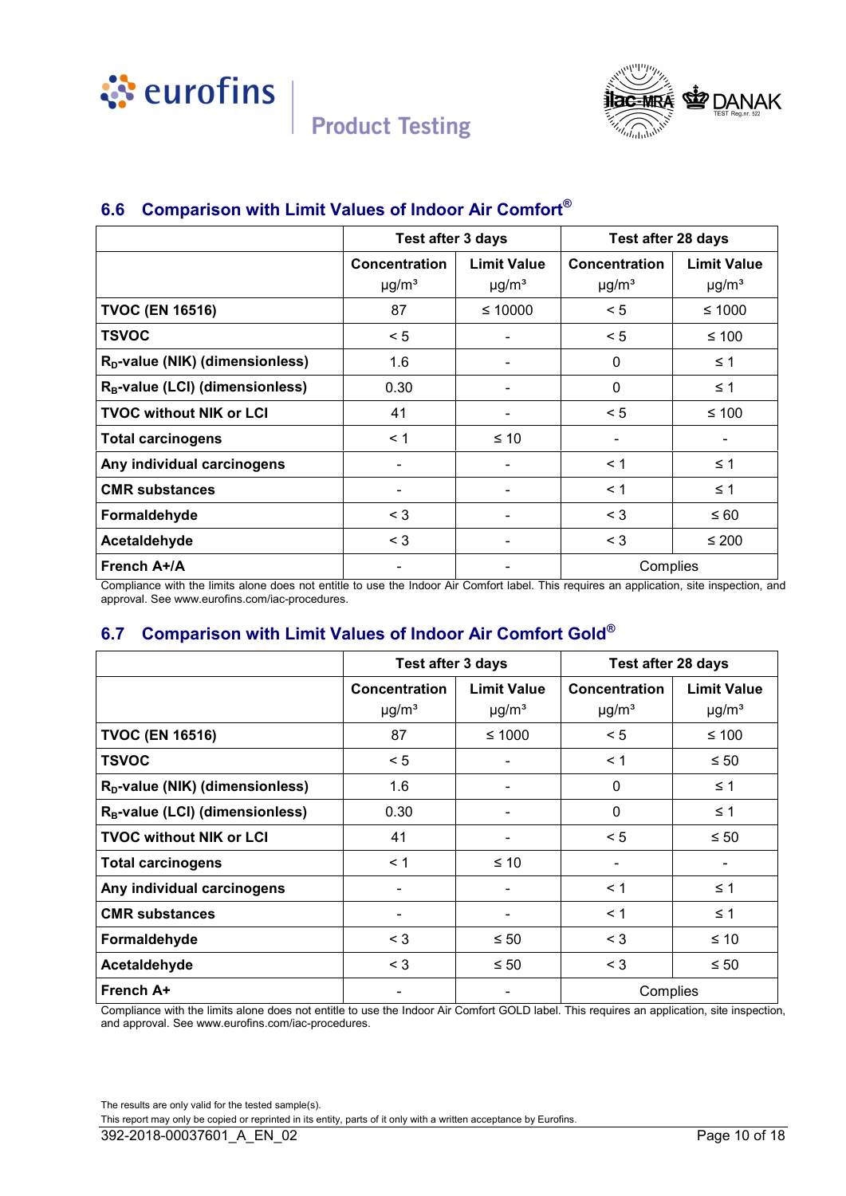## 6.6 Comparison with Limit Values of Indoor Air Comfort®

| | Test after 3 days | | Test after 28 days | |
|---|---|---|---|---|
| | Concentration µg/m³ | Limit Value µg/m³ | Concentration µg/m³ | Limit Value µg/m³ |
| **TVOC (EN 16516)** | 87 | ≤ 10000 | < 5 | ≤ 1000 |
| **TSVOC** | < 5 | - | < 5 | ≤ 100 |
| **$R_D$-value (NIK) (dimensionless)** | 1.6 | - | 0 | ≤ 1 |
| **$R_B$-value (LCI) (dimensionless)** | 0.30 | - | 0 | ≤ 1 |
| **TVOC without NIK or LCI** | 41 | - | < 5 | ≤ 100 |
| **Total carcinogens** | < 1 | ≤ 10 | - | - |
| **Any individual carcinogens** | - | - | < 1 | ≤ 1 |
| **CMR substances** | - | - | < 1 | ≤ 1 |
| **Formaldehyde** | < 3 | - | < 3 | ≤ 60 |
| **Acetaldehyde** | < 3 | - | < 3 | ≤ 200 |
| **French A+/A** | - | - | Complies | |

Compliance with the limits alone does not entitle to use the Indoor Air Comfort label. This requires an application, site inspection, and approval. See www.eurofins.com/iac-procedures.

## 6.7 Comparison with Limit Values of Indoor Air Comfort Gold®

| | Test after 3 days | | Test after 28 days | |
|---|---|---|---|---|
| | Concentration µg/m³ | Limit Value µg/m³ | Concentration µg/m³ | Limit Value µg/m³ |
| **TVOC (EN 16516)** | 87 | ≤ 1000 | < 5 | ≤ 100 |
| **TSVOC** | < 5 | - | < 1 | ≤ 50 |
| **$R_D$-value (NIK) (dimensionless)** | 1.6 | - | 0 | ≤ 1 |
| **$R_B$-value (LCI) (dimensionless)** | 0.30 | - | 0 | ≤ 1 |
| **TVOC without NIK or LCI** | 41 | - | < 5 | ≤ 50 |
| **Total carcinogens** | < 1 | ≤ 10 | - | - |
| **Any individual carcinogens** | - | - | < 1 | ≤ 1 |
| **CMR substances** | - | - | < 1 | ≤ 1 |
| **Formaldehyde** | < 3 | ≤ 50 | < 3 | ≤ 10 |
| **Acetaldehyde** | < 3 | ≤ 50 | < 3 | ≤ 50 |
| **French A+** | - | - | Complies | |

Compliance with the limits alone does not entitle to use the Indoor Air Comfort GOLD label. This requires an application, site inspection, and approval. See www.eurofins.com/iac-procedures.

The results are only valid for the tested sample(s).
This report may only be copied or reprinted in its entity, parts of it only with a written acceptance by Eurofins.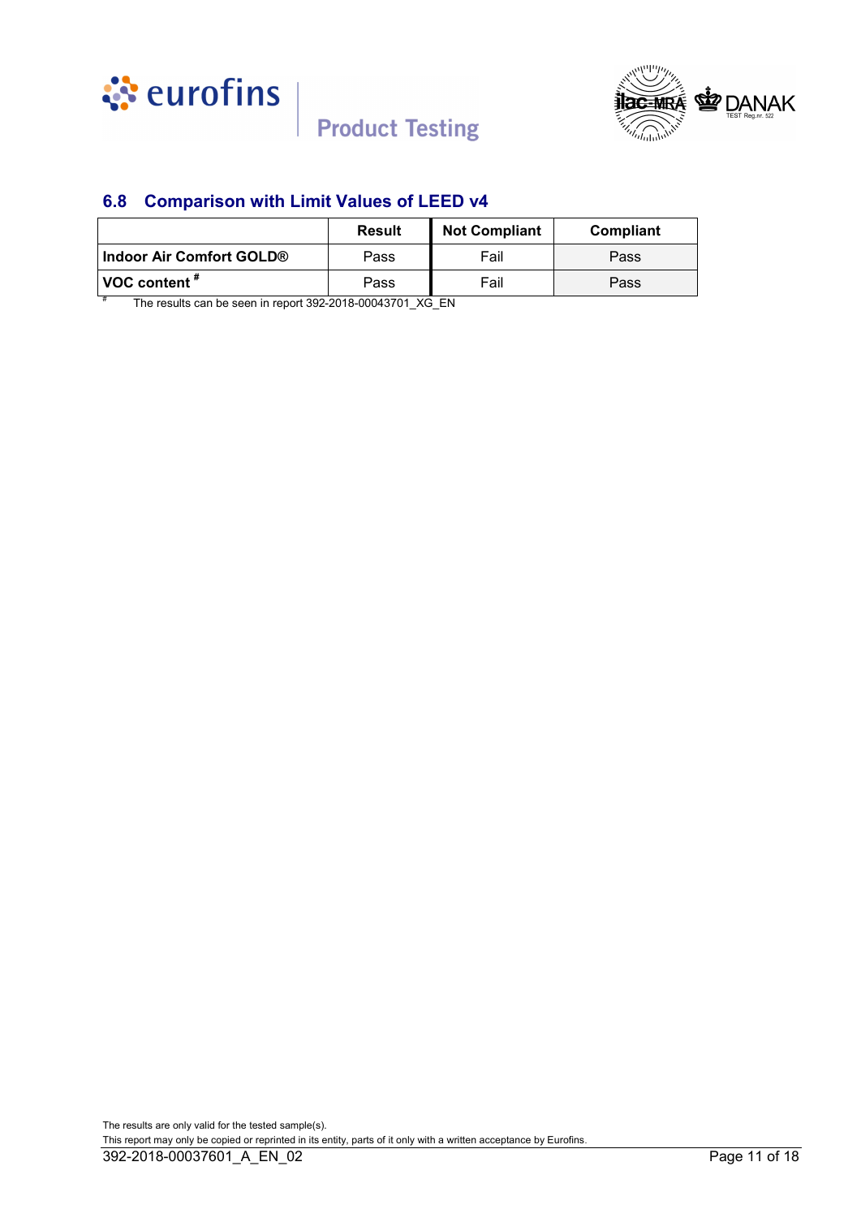## 6.8 Comparison with Limit Values of LEED v4

| | Result | Not Compliant | Compliant |
|---|---|---|---|
| **Indoor Air Comfort GOLD®** | Pass | Fail | Pass |
| **VOC content** # | Pass | Fail | Pass |

# The results can be seen in report 392-2018-00043701_XG_EN

The results are only valid for the tested sample(s).
This report may only be copied or reprinted in its entity, parts of it only with a written acceptance by Eurofins.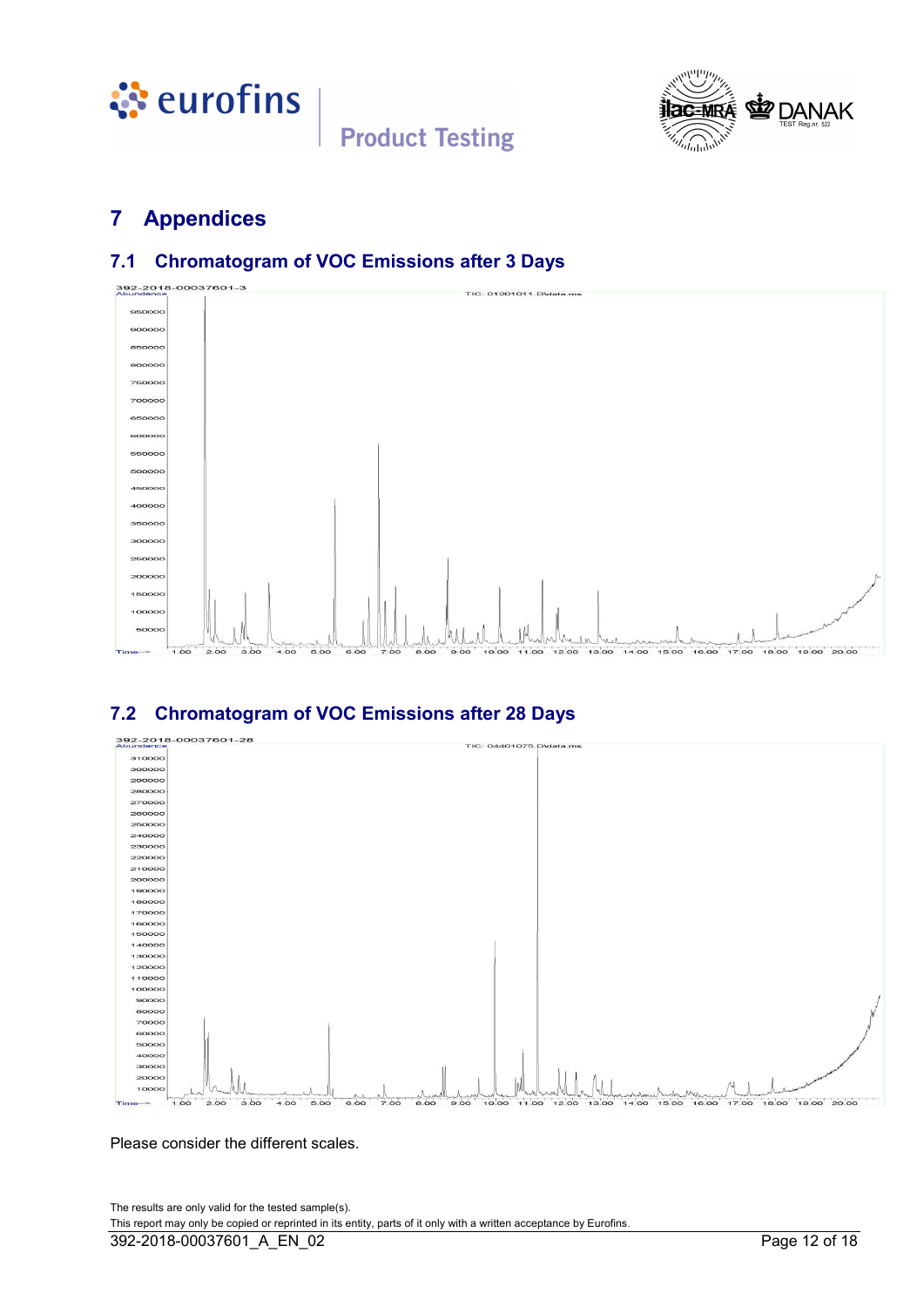# 7 Appendices

## 7.1 Chromatogram of VOC Emissions after 3 Days

## 7.2 Chromatogram of VOC Emissions after 28 Days

Please consider the different scales.

The results are only valid for the tested sample(s).
This report may only be copied or reprinted in its entity, parts of it only with a written acceptance by Eurofins.

392-2018-00037601_A_EN_02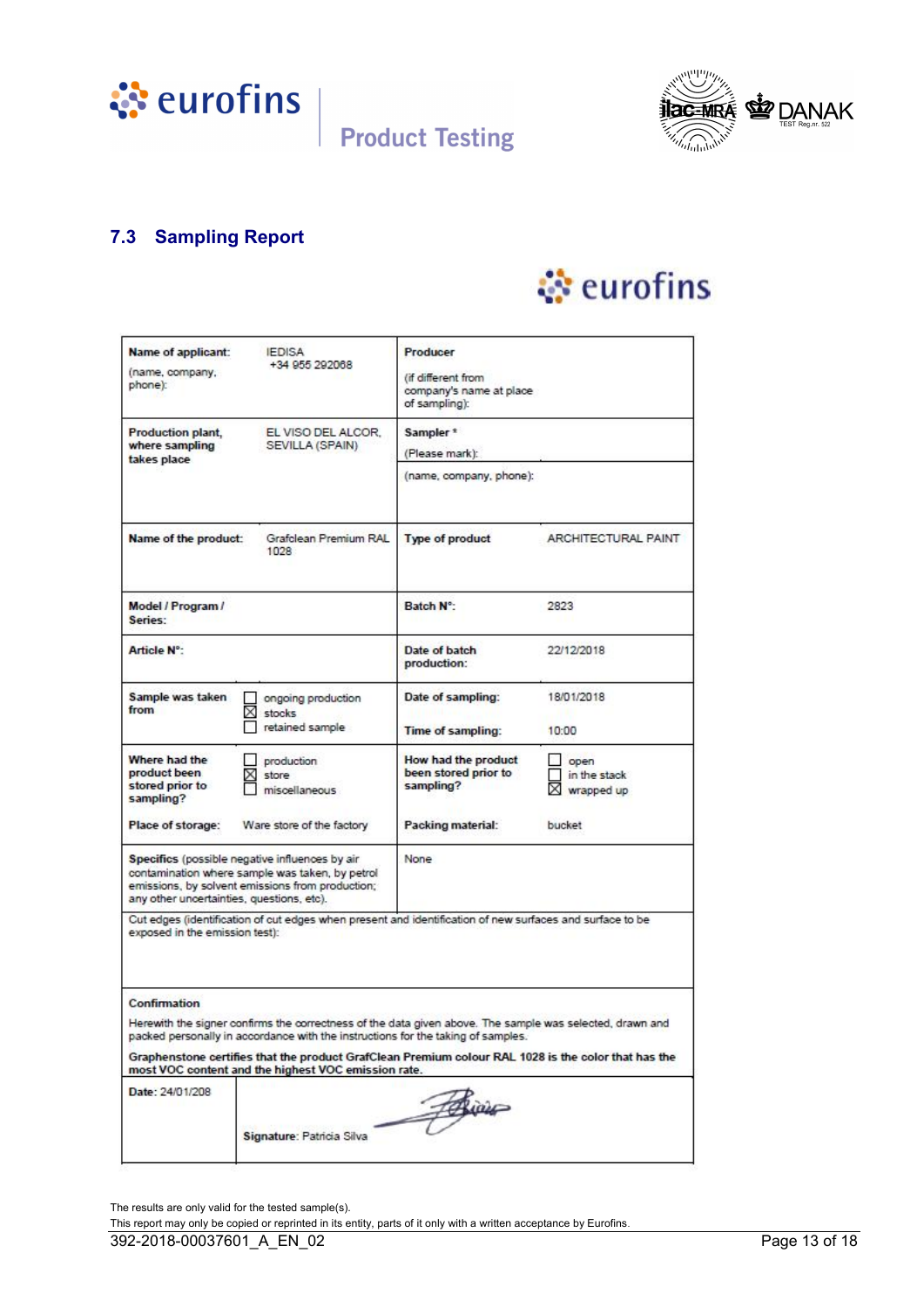## 7.3 Sampling Report

eurofins

| Name of applicant:<br>(name, company, phone): | IEDISA<br>+34 955 292068 | Producer<br>(if different from company's name at place of sampling): | |
|---|---|---|---|
| **Production plant, where sampling takes place** | EL VISO DEL ALCOR, SEVILLA (SPAIN) | **Sampler** *<br>(Please mark):<br>(name, company, phone): | |
| **Name of the product:** | Grafclean Premium RAL 1028 | **Type of product** | ARCHITECTURAL PAINT |
| **Model / Program / Series:** | | **Batch N°:** | 2823 |
| **Article N°:** | | **Date of batch production:** | 22/12/2018 |
| **Sample was taken from** | ☐ ongoing production<br>☒ stocks<br>☐ retained sample | **Date of sampling:**<br>**Time of sampling:** | 18/01/2018<br>10:00 |
| **Where had the product been stored prior to sampling?** | ☐ production<br>☒ store<br>☐ miscellaneous | **How had the product been stored prior to sampling?** | ☐ open<br>☐ in the stack<br>☒ wrapped up |
| **Place of storage:** | Ware store of the factory | **Packing material:** | bucket |
| **Specifics** (possible negative influences by air contamination where sample was taken, by petrol emissions, by solvent emissions from production; any other uncertainties, questions, etc). | | None | |
| Cut edges (identification of cut edges when present and identification of new surfaces and surface to be exposed in the emission test): | | | |

**Confirmation**

Herewith the signer confirms the correctness of the data given above. The sample was selected, drawn and packed personally in accordance with the instructions for the taking of samples.

**Graphenstone certifies that the product GrafClean Premium colour RAL 1028 is the color that has the most VOC content and the highest VOC emission rate.**

| **Date**: 24/01/208 | **Signature**: Patricia Silva |
|---|---|

The results are only valid for the tested sample(s).
This report may only be copied or reprinted in its entity, parts of it only with a written acceptance by Eurofins.

392-2018-00037601_A_EN_02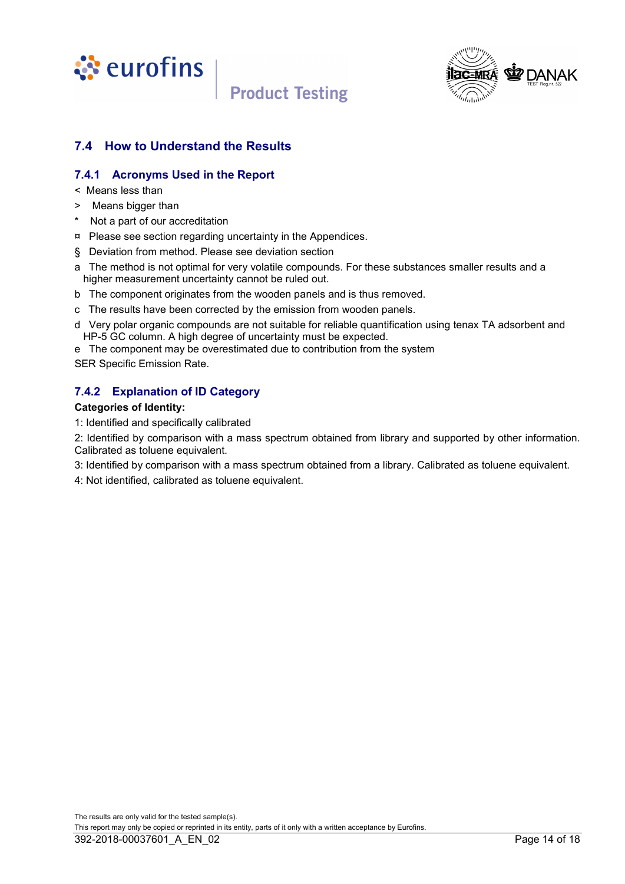## 7.4 How to Understand the Results

### 7.4.1 Acronyms Used in the Report

< Means less than

> Means bigger than

* Not a part of our accreditation

¤ Please see section regarding uncertainty in the Appendices.

§ Deviation from method. Please see deviation section

a The method is not optimal for very volatile compounds. For these substances smaller results and a higher measurement uncertainty cannot be ruled out.

b The component originates from the wooden panels and is thus removed.

c The results have been corrected by the emission from wooden panels.

d Very polar organic compounds are not suitable for reliable quantification using tenax TA adsorbent and HP-5 GC column. A high degree of uncertainty must be expected.

e The component may be overestimated due to contribution from the system

SER Specific Emission Rate.

### 7.4.2 Explanation of ID Category

**Categories of Identity:**

1: Identified and specifically calibrated

2: Identified by comparison with a mass spectrum obtained from library and supported by other information. Calibrated as toluene equivalent.

3: Identified by comparison with a mass spectrum obtained from a library. Calibrated as toluene equivalent.

4: Not identified, calibrated as toluene equivalent.

The results are only valid for the tested sample(s).

This report may only be copied or reprinted in its entity, parts of it only with a written acceptance by Eurofins.

392-2018-00037601_A_EN_02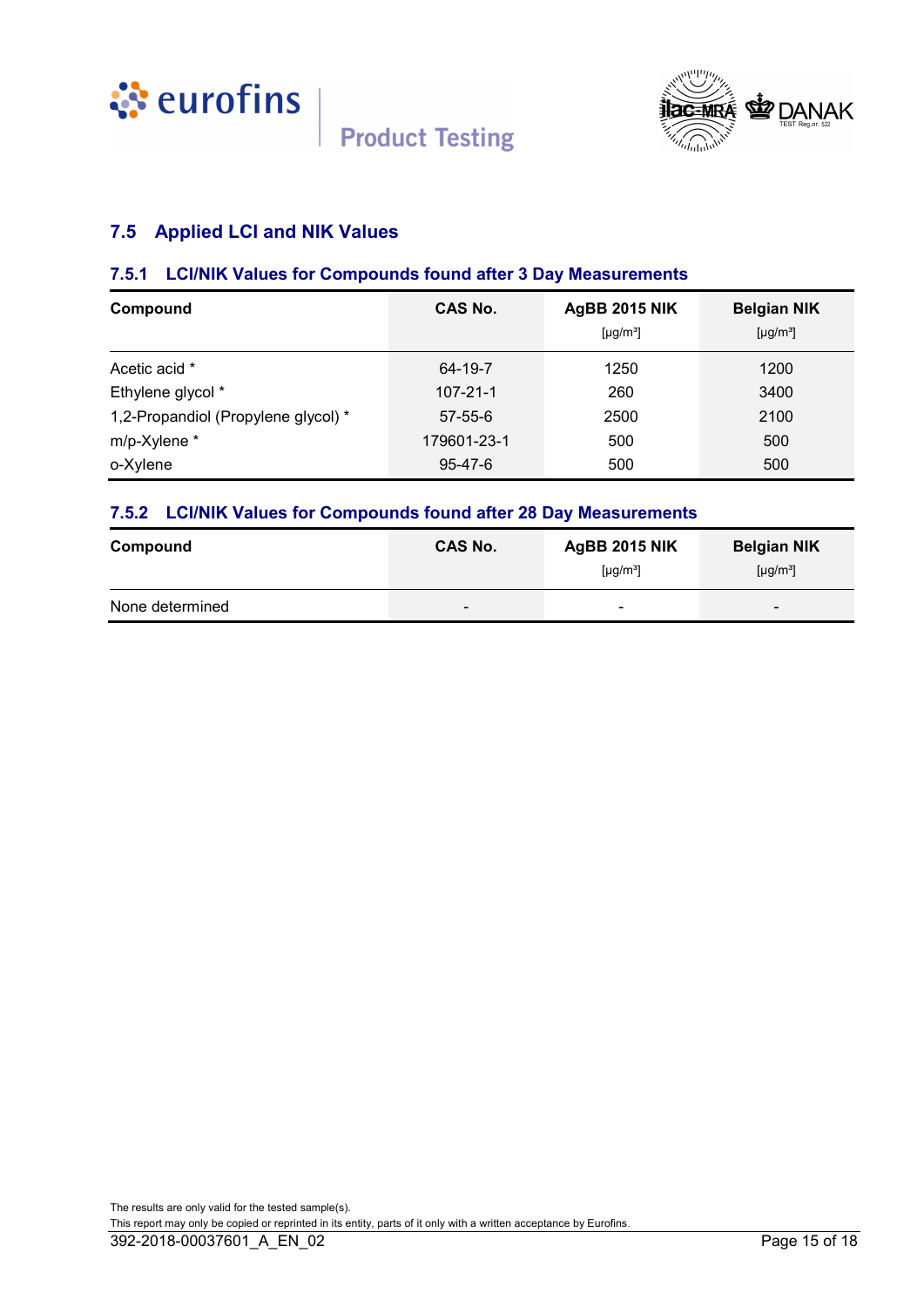## 7.5 Applied LCI and NIK Values

### 7.5.1 LCI/NIK Values for Compounds found after 3 Day Measurements

| Compound | CAS No. | AgBB 2015 NIK [µg/m³] | Belgian NIK [µg/m³] |
|---|---|---|---|
| Acetic acid * | 64-19-7 | 1250 | 1200 |
| Ethylene glycol * | 107-21-1 | 260 | 3400 |
| 1,2-Propandiol (Propylene glycol) * | 57-55-6 | 2500 | 2100 |
| m/p-Xylene * | 179601-23-1 | 500 | 500 |
| o-Xylene | 95-47-6 | 500 | 500 |

### 7.5.2 LCI/NIK Values for Compounds found after 28 Day Measurements

| Compound | CAS No. | AgBB 2015 NIK [µg/m³] | Belgian NIK [µg/m³] |
|---|---|---|---|
| None determined | - | - | - |

The results are only valid for the tested sample(s).
This report may only be copied or reprinted in its entity, parts of it only with a written acceptance by Eurofins.
392-2018-00037601_A_EN_02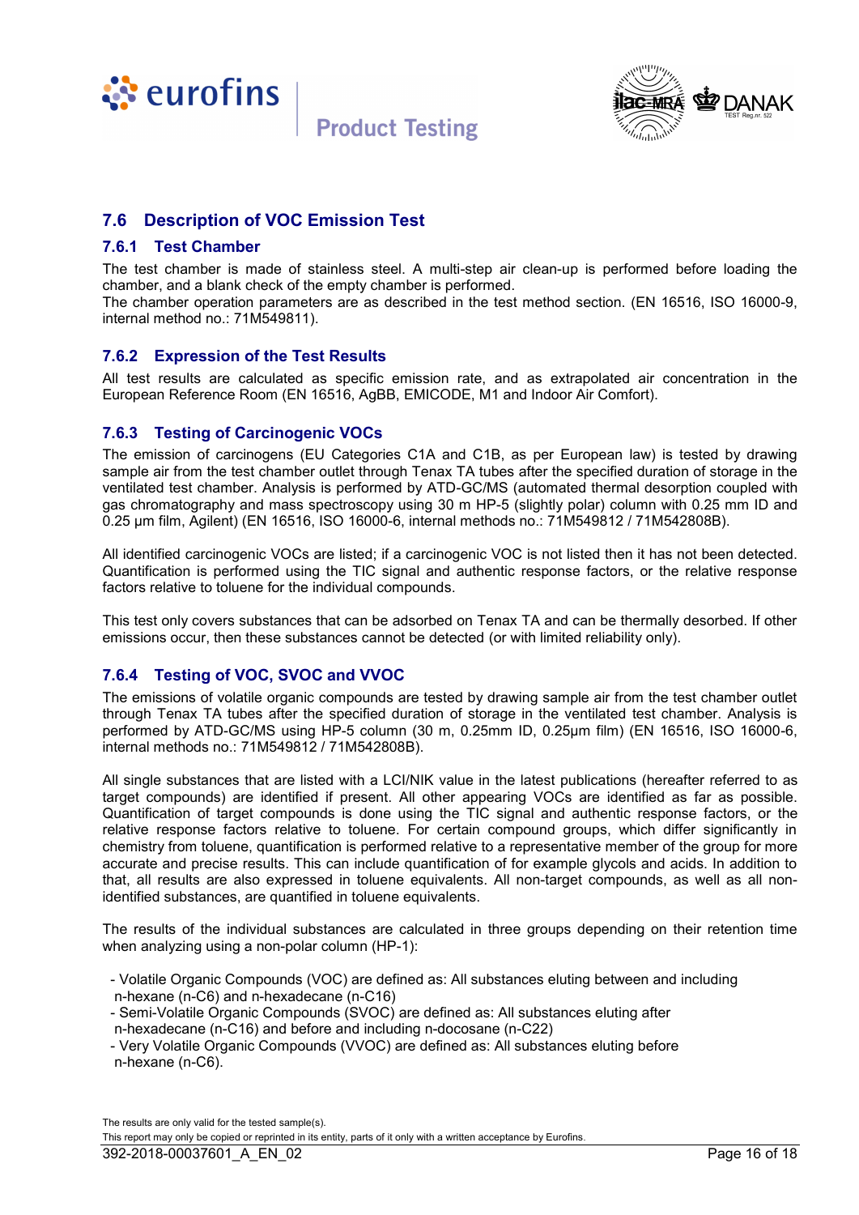## 7.6 Description of VOC Emission Test

### 7.6.1 Test Chamber

The test chamber is made of stainless steel. A multi-step air clean-up is performed before loading the chamber, and a blank check of the empty chamber is performed.
The chamber operation parameters are as described in the test method section. (EN 16516, ISO 16000-9, internal method no.: 71M549811).

### 7.6.2 Expression of the Test Results

All test results are calculated as specific emission rate, and as extrapolated air concentration in the European Reference Room (EN 16516, AgBB, EMICODE, M1 and Indoor Air Comfort).

### 7.6.3 Testing of Carcinogenic VOCs

The emission of carcinogens (EU Categories C1A and C1B, as per European law) is tested by drawing sample air from the test chamber outlet through Tenax TA tubes after the specified duration of storage in the ventilated test chamber. Analysis is performed by ATD-GC/MS (automated thermal desorption coupled with gas chromatography and mass spectroscopy using 30 m HP-5 (slightly polar) column with 0.25 mm ID and 0.25 µm film, Agilent) (EN 16516, ISO 16000-6, internal methods no.: 71M549812 / 71M542808B).

All identified carcinogenic VOCs are listed; if a carcinogenic VOC is not listed then it has not been detected. Quantification is performed using the TIC signal and authentic response factors, or the relative response factors relative to toluene for the individual compounds.

This test only covers substances that can be adsorbed on Tenax TA and can be thermally desorbed. If other emissions occur, then these substances cannot be detected (or with limited reliability only).

### 7.6.4 Testing of VOC, SVOC and VVOC

The emissions of volatile organic compounds are tested by drawing sample air from the test chamber outlet through Tenax TA tubes after the specified duration of storage in the ventilated test chamber. Analysis is performed by ATD-GC/MS using HP-5 column (30 m, 0.25mm ID, 0.25µm film) (EN 16516, ISO 16000-6, internal methods no.: 71M549812 / 71M542808B).

All single substances that are listed with a LCI/NIK value in the latest publications (hereafter referred to as target compounds) are identified if present. All other appearing VOCs are identified as far as possible. Quantification of target compounds is done using the TIC signal and authentic response factors, or the relative response factors relative to toluene. For certain compound groups, which differ significantly in chemistry from toluene, quantification is performed relative to a representative member of the group for more accurate and precise results. This can include quantification of for example glycols and acids. In addition to that, all results are also expressed in toluene equivalents. All non-target compounds, as well as all non-identified substances, are quantified in toluene equivalents.

The results of the individual substances are calculated in three groups depending on their retention time when analyzing using a non-polar column (HP-1):

- Volatile Organic Compounds (VOC) are defined as: All substances eluting between and including n-hexane (n-C6) and n-hexadecane (n-C16)
- Semi-Volatile Organic Compounds (SVOC) are defined as: All substances eluting after n-hexadecane (n-C16) and before and including n-docosane (n-C22)
- Very Volatile Organic Compounds (VVOC) are defined as: All substances eluting before n-hexane (n-C6).

The results are only valid for the tested sample(s).
This report may only be copied or reprinted in its entity, parts of it only with a written acceptance by Eurofins.
392-2018-00037601_A_EN_02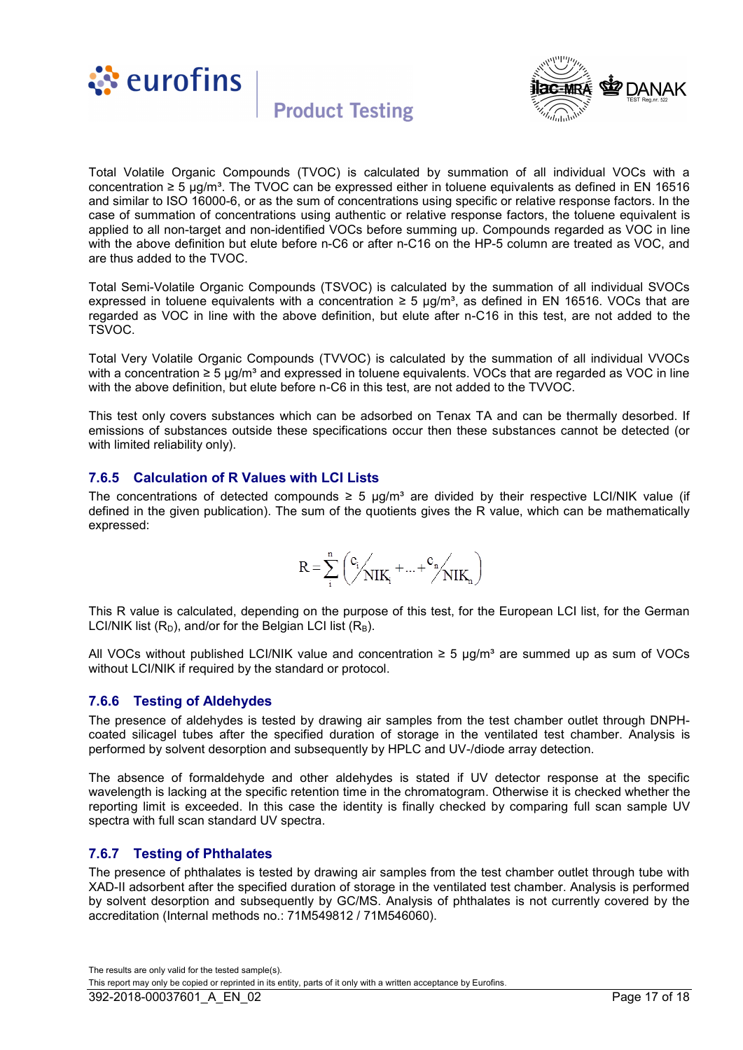Total Volatile Organic Compounds (TVOC) is calculated by summation of all individual VOCs with a concentration ≥ 5 µg/m³. The TVOC can be expressed either in toluene equivalents as defined in EN 16516 and similar to ISO 16000-6, or as the sum of concentrations using specific or relative response factors. In the case of summation of concentrations using authentic or relative response factors, the toluene equivalent is applied to all non-target and non-identified VOCs before summing up. Compounds regarded as VOC in line with the above definition but elute before n-C6 or after n-C16 on the HP-5 column are treated as VOC, and are thus added to the TVOC.

Total Semi-Volatile Organic Compounds (TSVOC) is calculated by the summation of all individual SVOCs expressed in toluene equivalents with a concentration ≥ 5 µg/m³, as defined in EN 16516. VOCs that are regarded as VOC in line with the above definition, but elute after n-C16 in this test, are not added to the TSVOC.

Total Very Volatile Organic Compounds (TVVOC) is calculated by the summation of all individual VVOCs with a concentration ≥ 5 µg/m³ and expressed in toluene equivalents. VOCs that are regarded as VOC in line with the above definition, but elute before n-C6 in this test, are not added to the TVVOC.

This test only covers substances which can be adsorbed on Tenax TA and can be thermally desorbed. If emissions of substances outside these specifications occur then these substances cannot be detected (or with limited reliability only).

### 7.6.5 Calculation of R Values with LCI Lists

The concentrations of detected compounds ≥ 5 µg/m³ are divided by their respective LCI/NIK value (if defined in the given publication). The sum of the quotients gives the R value, which can be mathematically expressed:

$$R = \sum_{i}^{n} \left( {c_i}/{NIK_i} + \ldots + {c_n}/{NIK_n} \right)$$

This R value is calculated, depending on the purpose of this test, for the European LCI list, for the German LCI/NIK list ($R_D$), and/or for the Belgian LCI list ($R_B$).

All VOCs without published LCI/NIK value and concentration ≥ 5 µg/m³ are summed up as sum of VOCs without LCI/NIK if required by the standard or protocol.

### 7.6.6 Testing of Aldehydes

The presence of aldehydes is tested by drawing air samples from the test chamber outlet through DNPH-coated silicagel tubes after the specified duration of storage in the ventilated test chamber. Analysis is performed by solvent desorption and subsequently by HPLC and UV-/diode array detection.

The absence of formaldehyde and other aldehydes is stated if UV detector response at the specific wavelength is lacking at the specific retention time in the chromatogram. Otherwise it is checked whether the reporting limit is exceeded. In this case the identity is finally checked by comparing full scan sample UV spectra with full scan standard UV spectra.

### 7.6.7 Testing of Phthalates

The presence of phthalates is tested by drawing air samples from the test chamber outlet through tube with XAD-II adsorbent after the specified duration of storage in the ventilated test chamber. Analysis is performed by solvent desorption and subsequently by GC/MS. Analysis of phthalates is not currently covered by the accreditation (Internal methods no.: 71M549812 / 71M546060).

The results are only valid for the tested sample(s).
This report may only be copied or reprinted in its entity, parts of it only with a written acceptance by Eurofins.
392-2018-00037601_A_EN_02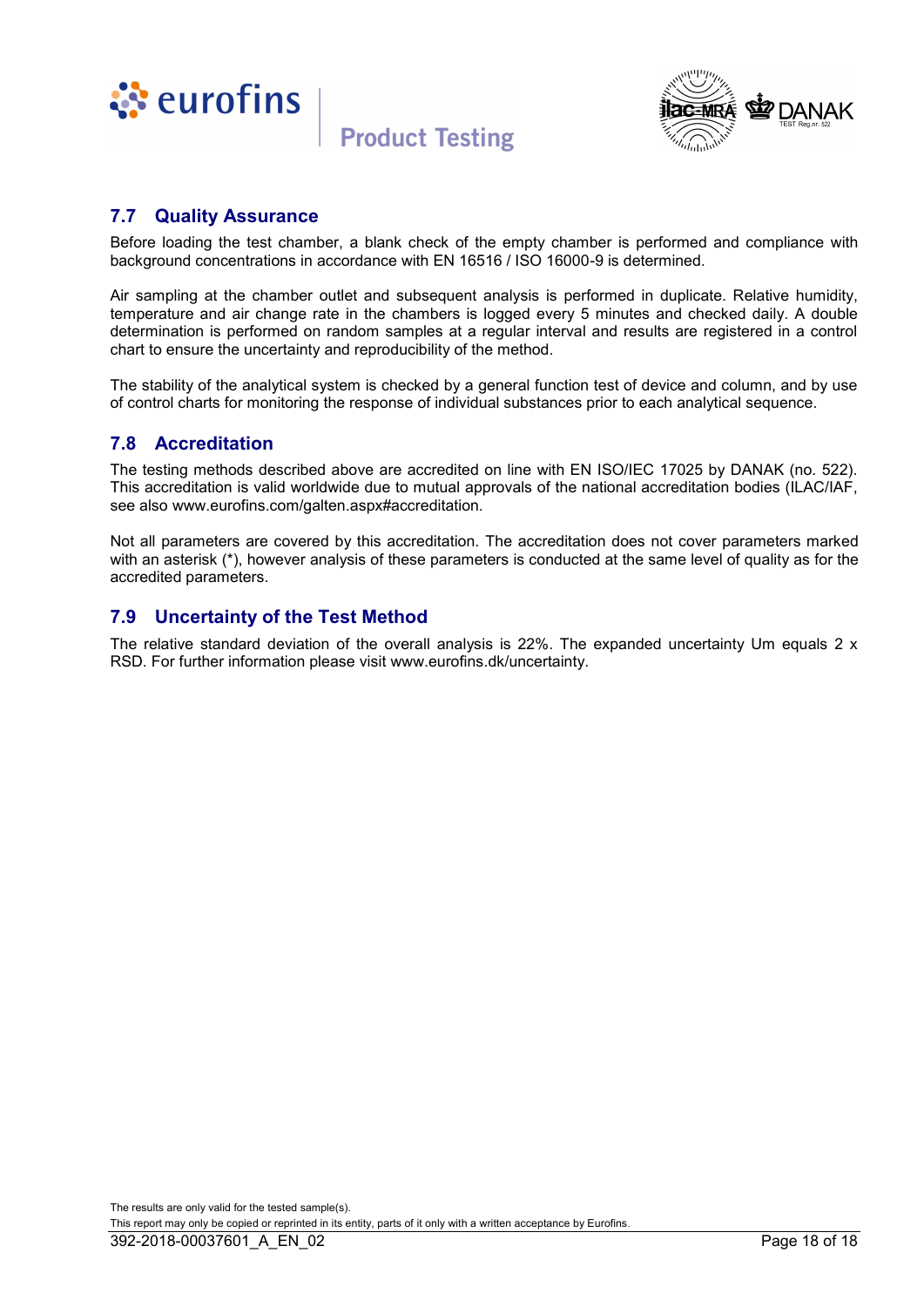## 7.7 Quality Assurance

Before loading the test chamber, a blank check of the empty chamber is performed and compliance with background concentrations in accordance with EN 16516 / ISO 16000-9 is determined.

Air sampling at the chamber outlet and subsequent analysis is performed in duplicate. Relative humidity, temperature and air change rate in the chambers is logged every 5 minutes and checked daily. A double determination is performed on random samples at a regular interval and results are registered in a control chart to ensure the uncertainty and reproducibility of the method.

The stability of the analytical system is checked by a general function test of device and column, and by use of control charts for monitoring the response of individual substances prior to each analytical sequence.

## 7.8 Accreditation

The testing methods described above are accredited on line with EN ISO/IEC 17025 by DANAK (no. 522). This accreditation is valid worldwide due to mutual approvals of the national accreditation bodies (ILAC/IAF, see also www.eurofins.com/galten.aspx#accreditation.

Not all parameters are covered by this accreditation. The accreditation does not cover parameters marked with an asterisk (*), however analysis of these parameters is conducted at the same level of quality as for the accredited parameters.

## 7.9 Uncertainty of the Test Method

The relative standard deviation of the overall analysis is 22%. The expanded uncertainty Um equals 2 x RSD. For further information please visit www.eurofins.dk/uncertainty.